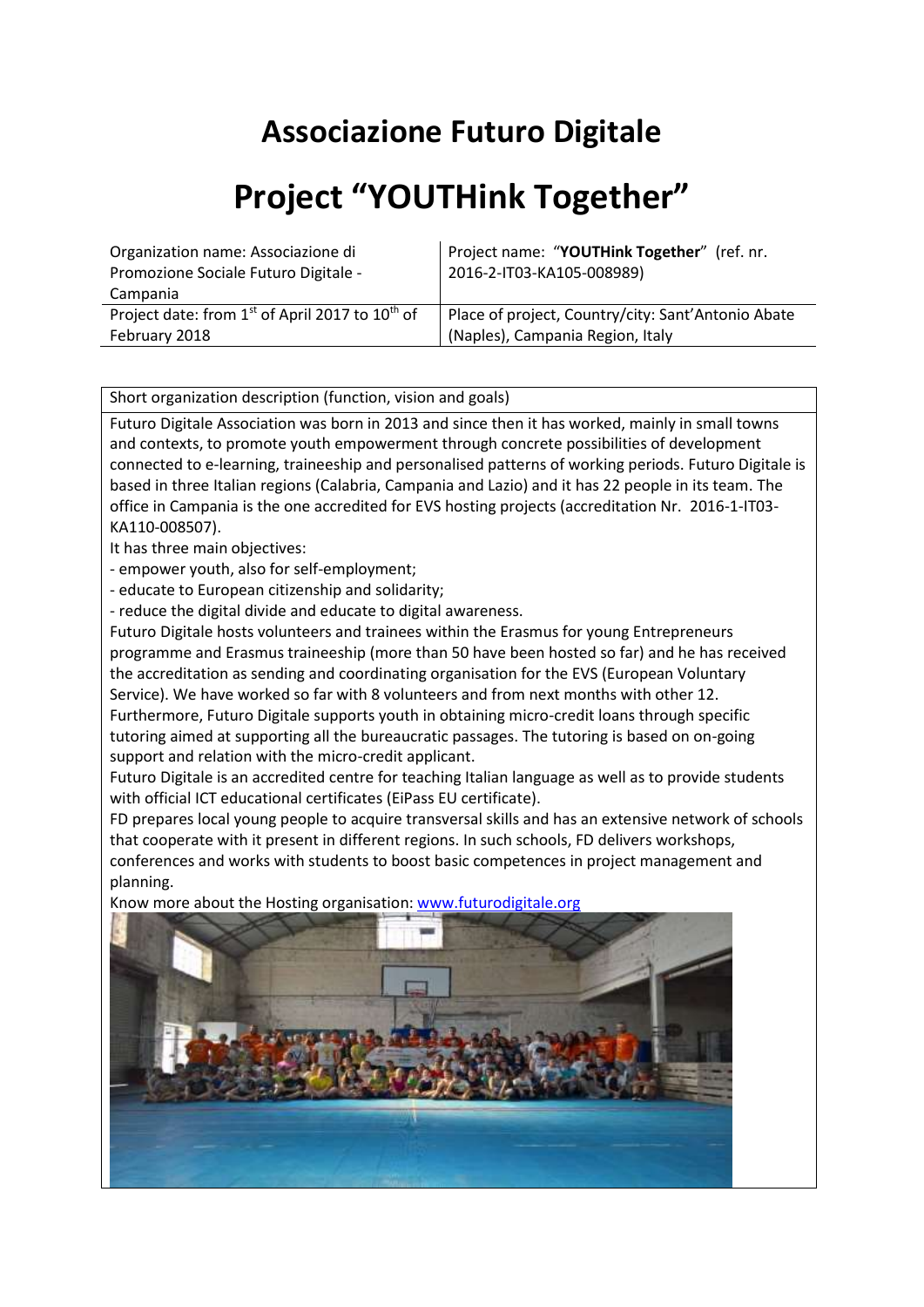# Associazione Futuro Digitale

# Project "YOUTHink Together"

| Organization name: Associazione di Promozione Sociale Futuro Digitale - Campania | Project name: "**YOUTHink Together**" (ref. nr. 2016-2-IT03-KA105-008989) |
|---|---|
| Project date: from 1st of April 2017 to 10th of February 2018 | Place of project, Country/city: Sant'Antonio Abate (Naples), Campania Region, Italy |

Short organization description (function, vision and goals)

Futuro Digitale Association was born in 2013 and since then it has worked, mainly in small towns and contexts, to promote youth empowerment through concrete possibilities of development connected to e-learning, traineeship and personalised patterns of working periods. Futuro Digitale is based in three Italian regions (Calabria, Campania and Lazio) and it has 22 people in its team. The office in Campania is the one accredited for EVS hosting projects (accreditation Nr. 2016-1-IT03-KA110-008507).

It has three main objectives:

- empower youth, also for self-employment;
- educate to European citizenship and solidarity;
- reduce the digital divide and educate to digital awareness.

Futuro Digitale hosts volunteers and trainees within the Erasmus for young Entrepreneurs programme and Erasmus traineeship (more than 50 have been hosted so far) and he has received the accreditation as sending and coordinating organisation for the EVS (European Voluntary Service). We have worked so far with 8 volunteers and from next months with other 12.

Furthermore, Futuro Digitale supports youth in obtaining micro-credit loans through specific tutoring aimed at supporting all the bureaucratic passages. The tutoring is based on on-going support and relation with the micro-credit applicant.

Futuro Digitale is an accredited centre for teaching Italian language as well as to provide students with official ICT educational certificates (EiPass EU certificate).

FD prepares local young people to acquire transversal skills and has an extensive network of schools that cooperate with it present in different regions. In such schools, FD delivers workshops, conferences and works with students to boost basic competences in project management and planning.

Know more about the Hosting organisation: [www.futurodigitale.org](http://www.futurodigitale.org)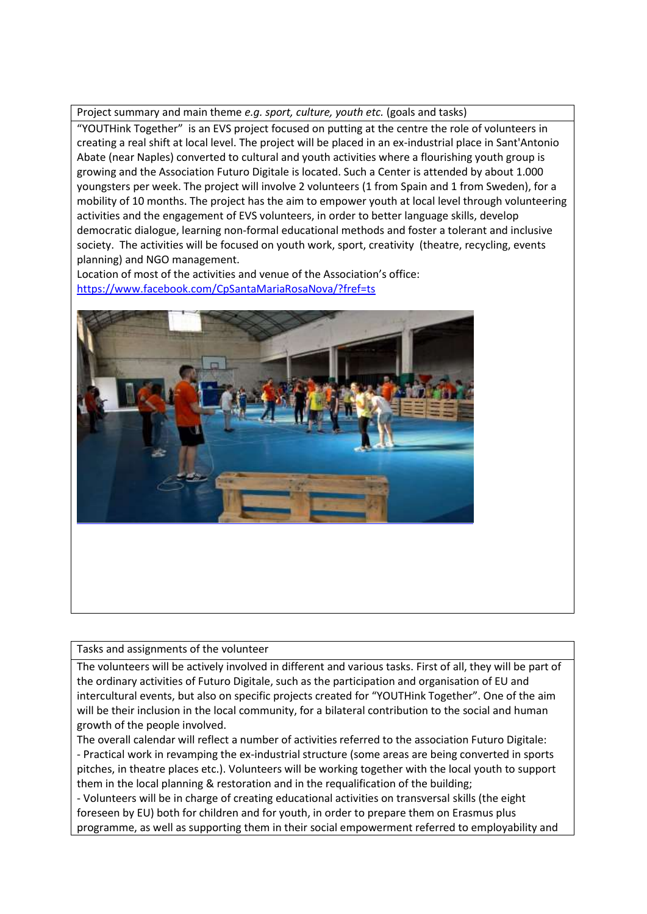Project summary and main theme *e.g. sport, culture, youth etc.* (goals and tasks)

"YOUTHink Together" is an EVS project focused on putting at the centre the role of volunteers in creating a real shift at local level. The project will be placed in an ex-industrial place in Sant'Antonio Abate (near Naples) converted to cultural and youth activities where a flourishing youth group is growing and the Association Futuro Digitale is located. Such a Center is attended by about 1.000 youngsters per week. The project will involve 2 volunteers (1 from Spain and 1 from Sweden), for a mobility of 10 months. The project has the aim to empower youth at local level through volunteering activities and the engagement of EVS volunteers, in order to better language skills, develop democratic dialogue, learning non-formal educational methods and foster a tolerant and inclusive society. The activities will be focused on youth work, sport, creativity (theatre, recycling, events planning) and NGO management.

Location of most of the activities and venue of the Association's office: [https://www.facebook.com/CpSantaMariaRosaNova/?fref=ts](https://www.facebook.com/CpSantaMariaRosaNova/?fref=ts)

Tasks and assignments of the volunteer

The volunteers will be actively involved in different and various tasks. First of all, they will be part of the ordinary activities of Futuro Digitale, such as the participation and organisation of EU and intercultural events, but also on specific projects created for "YOUTHink Together". One of the aim will be their inclusion in the local community, for a bilateral contribution to the social and human growth of the people involved.

The overall calendar will reflect a number of activities referred to the association Futuro Digitale:

- Practical work in revamping the ex-industrial structure (some areas are being converted in sports pitches, in theatre places etc.). Volunteers will be working together with the local youth to support them in the local planning & restoration and in the requalification of the building;
- Volunteers will be in charge of creating educational activities on transversal skills (the eight foreseen by EU) both for children and for youth, in order to prepare them on Erasmus plus programme, as well as supporting them in their social empowerment referred to employability and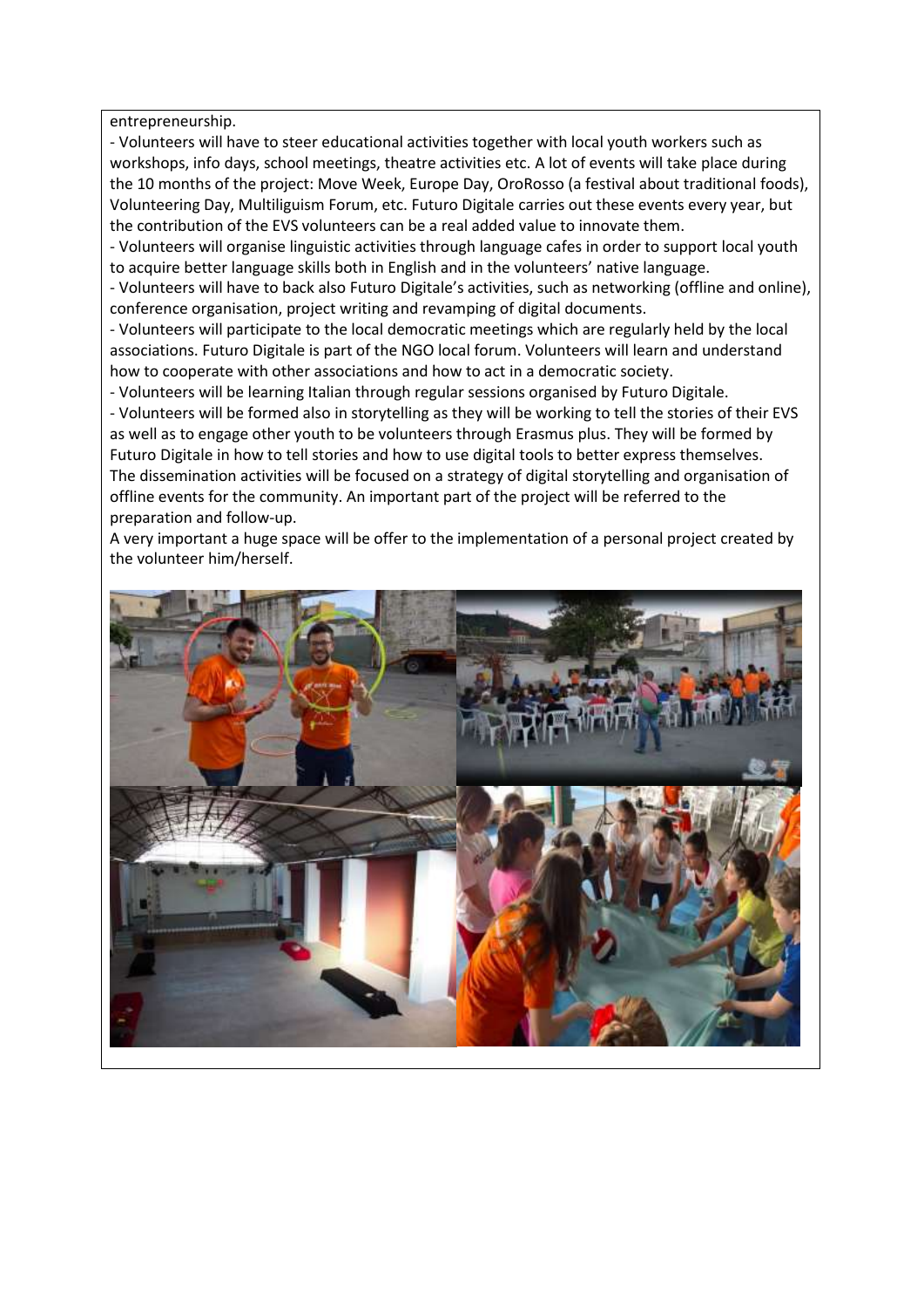entrepreneurship.

- Volunteers will have to steer educational activities together with local youth workers such as workshops, info days, school meetings, theatre activities etc. A lot of events will take place during the 10 months of the project: Move Week, Europe Day, OroRosso (a festival about traditional foods), Volunteering Day, Multiliguism Forum, etc. Futuro Digitale carries out these events every year, but the contribution of the EVS volunteers can be a real added value to innovate them.
- Volunteers will organise linguistic activities through language cafes in order to support local youth to acquire better language skills both in English and in the volunteers' native language.
- Volunteers will have to back also Futuro Digitale's activities, such as networking (offline and online), conference organisation, project writing and revamping of digital documents.
- Volunteers will participate to the local democratic meetings which are regularly held by the local associations. Futuro Digitale is part of the NGO local forum. Volunteers will learn and understand how to cooperate with other associations and how to act in a democratic society.
- Volunteers will be learning Italian through regular sessions organised by Futuro Digitale.
- Volunteers will be formed also in storytelling as they will be working to tell the stories of their EVS as well as to engage other youth to be volunteers through Erasmus plus. They will be formed by Futuro Digitale in how to tell stories and how to use digital tools to better express themselves.

The dissemination activities will be focused on a strategy of digital storytelling and organisation of offline events for the community. An important part of the project will be referred to the preparation and follow-up.

A very important a huge space will be offer to the implementation of a personal project created by the volunteer him/herself.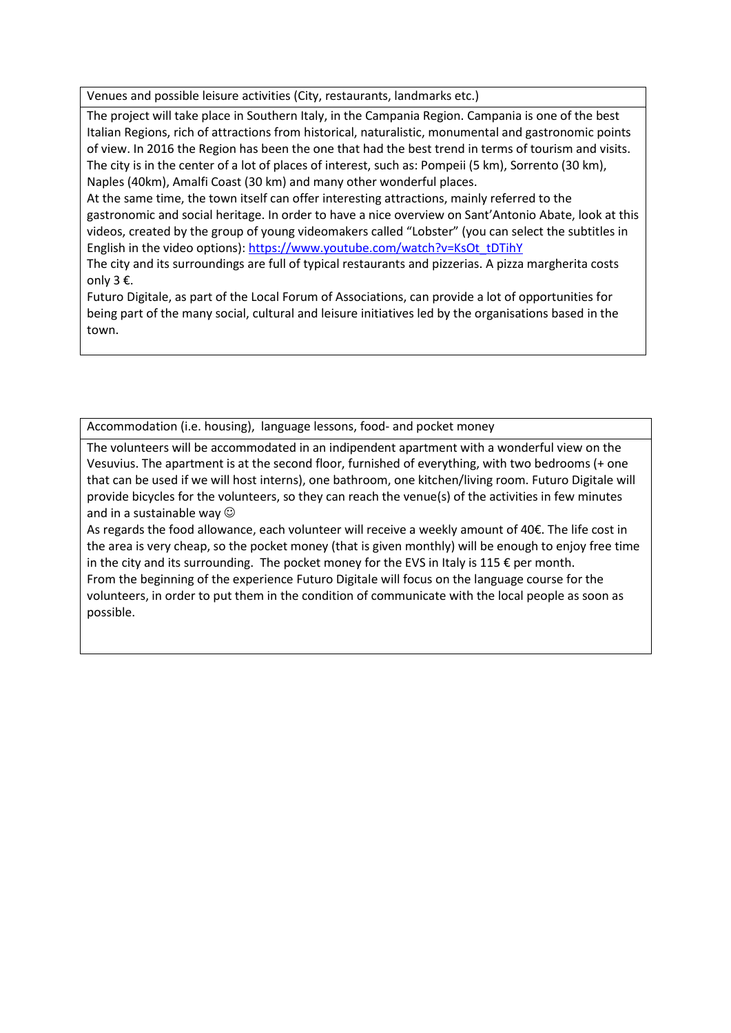| Venues and possible leisure activities (City, restaurants, landmarks etc.) |
|---|
| The project will take place in Southern Italy, in the Campania Region. Campania is one of the best Italian Regions, rich of attractions from historical, naturalistic, monumental and gastronomic points of view. In 2016 the Region has been the one that had the best trend in terms of tourism and visits. The city is in the center of a lot of places of interest, such as: Pompeii (5 km), Sorrento (30 km), Naples (40km), Amalfi Coast (30 km) and many other wonderful places.<br>At the same time, the town itself can offer interesting attractions, mainly referred to the gastronomic and social heritage. In order to have a nice overview on Sant'Antonio Abate, look at this videos, created by the group of young videomakers called "Lobster" (you can select the subtitles in English in the video options): https://www.youtube.com/watch?v=KsOt_tDTihY<br>The city and its surroundings are full of typical restaurants and pizzerias. A pizza margherita costs only 3 €.<br>Futuro Digitale, as part of the Local Forum of Associations, can provide a lot of opportunities for being part of the many social, cultural and leisure initiatives led by the organisations based in the town. |

| Accommodation (i.e. housing), language lessons, food- and pocket money |
|---|
| The volunteers will be accommodated in an indipendent apartment with a wonderful view on the Vesuvius. The apartment is at the second floor, furnished of everything, with two bedrooms (+ one that can be used if we will host interns), one bathroom, one kitchen/living room. Futuro Digitale will provide bicycles for the volunteers, so they can reach the venue(s) of the activities in few minutes and in a sustainable way ☺<br>As regards the food allowance, each volunteer will receive a weekly amount of 40€. The life cost in the area is very cheap, so the pocket money (that is given monthly) will be enough to enjoy free time in the city and its surrounding. The pocket money for the EVS in Italy is 115 € per month.<br>From the beginning of the experience Futuro Digitale will focus on the language course for the volunteers, in order to put them in the condition of communicate with the local people as soon as possible. |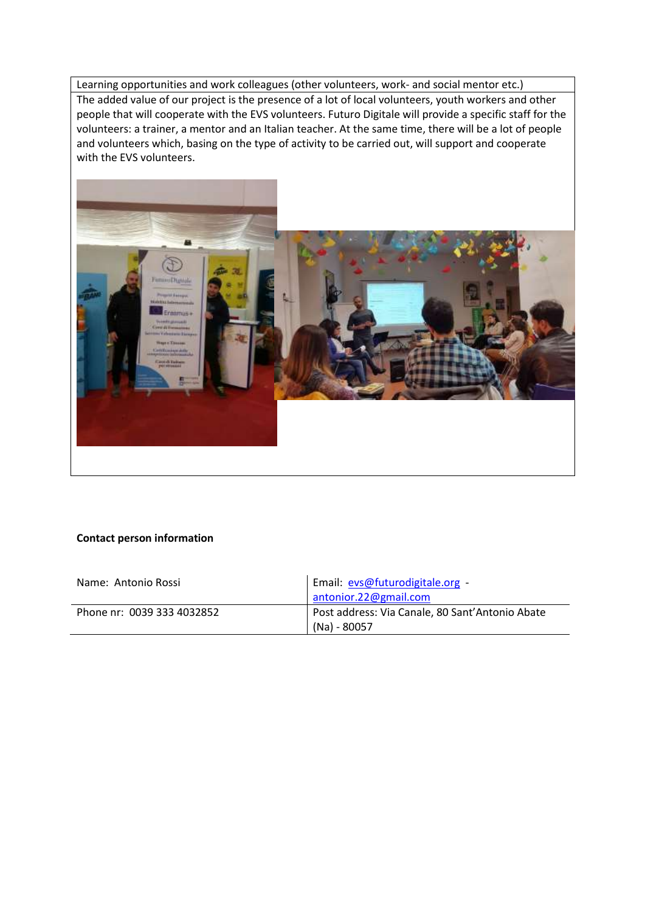| Learning opportunities and work colleagues (other volunteers, work- and social mentor etc.) |
| --- |
| The added value of our project is the presence of a lot of local volunteers, youth workers and other people that will cooperate with the EVS volunteers. Futuro Digitale will provide a specific staff for the volunteers: a trainer, a mentor and an Italian teacher. At the same time, there will be a lot of people and volunteers which, basing on the type of activity to be carried out, will support and cooperate with the EVS volunteers. |

**Contact person information**

| | |
| --- | --- |
| Name: Antonio Rossi | Email: evs@futurodigitale.org - antonior.22@gmail.com |
| Phone nr: 0039 333 4032852 | Post address: Via Canale, 80 Sant'Antonio Abate (Na) - 80057 |